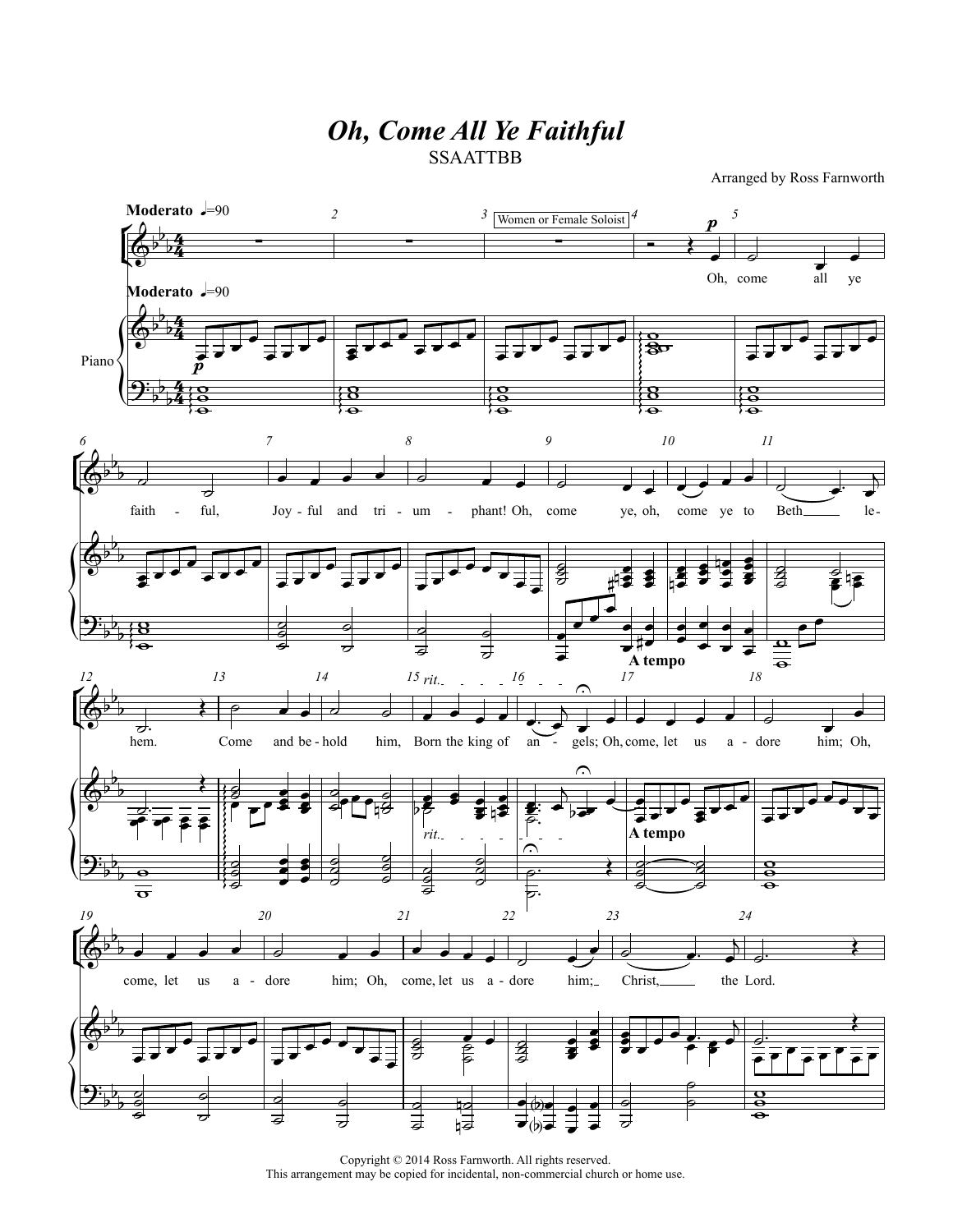# *Oh, Come All Ye Faithful*

SSAATTBB

Arranged by Ross Farnworth

Copyright © 2014 Ross Farnworth. All rights reserved.
This arrangement may be copied for incidental, non-commercial church or home use.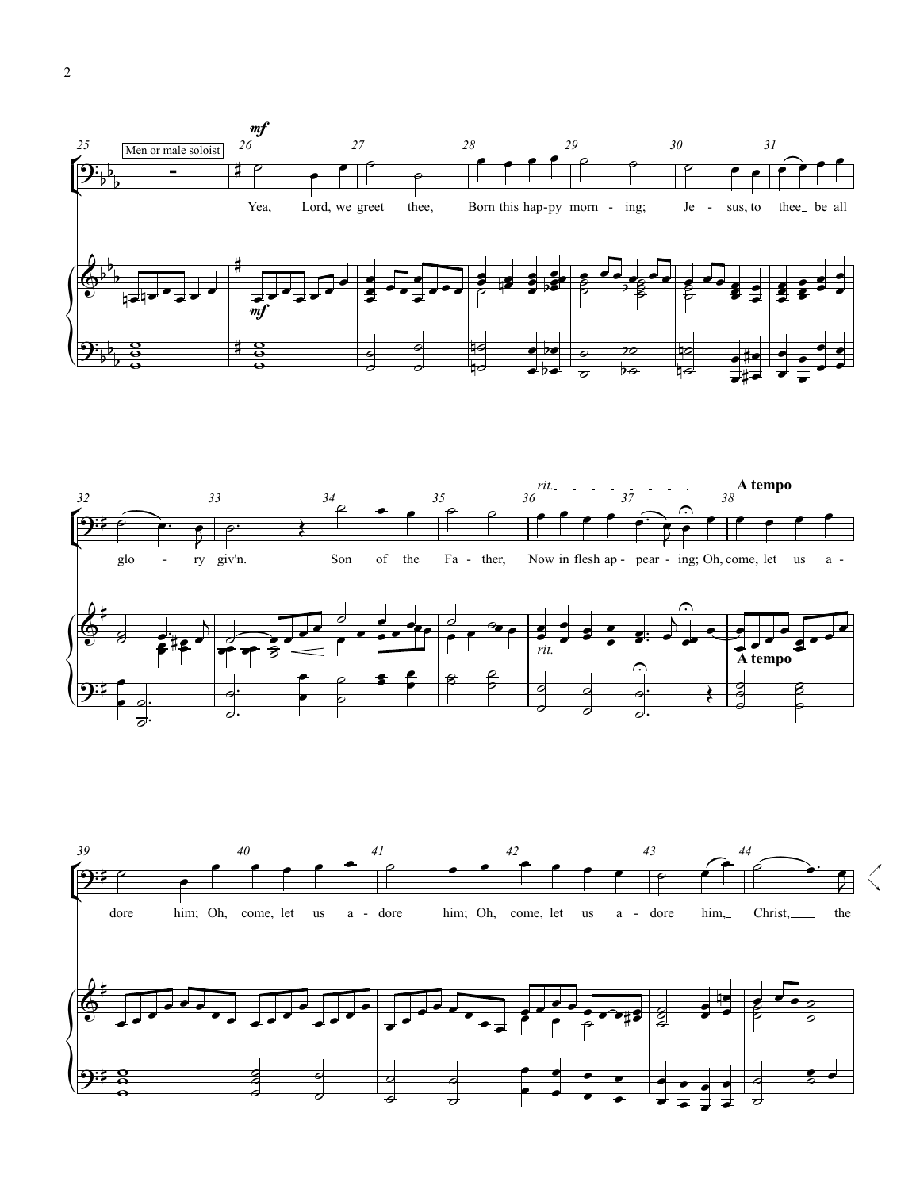Men or male soloist

*mf*

Yea, Lord, we greet thee, Born this hap-py morn - ing; Je - sus, to thee be all glo - ry giv'n. Son of the Fa - ther, Now in flesh ap - pear - ing; Oh, come, let us a - dore him; Oh, come, let us a - dore him; Oh, come, let us a - dore him, Christ, the

*rit.*

**A tempo**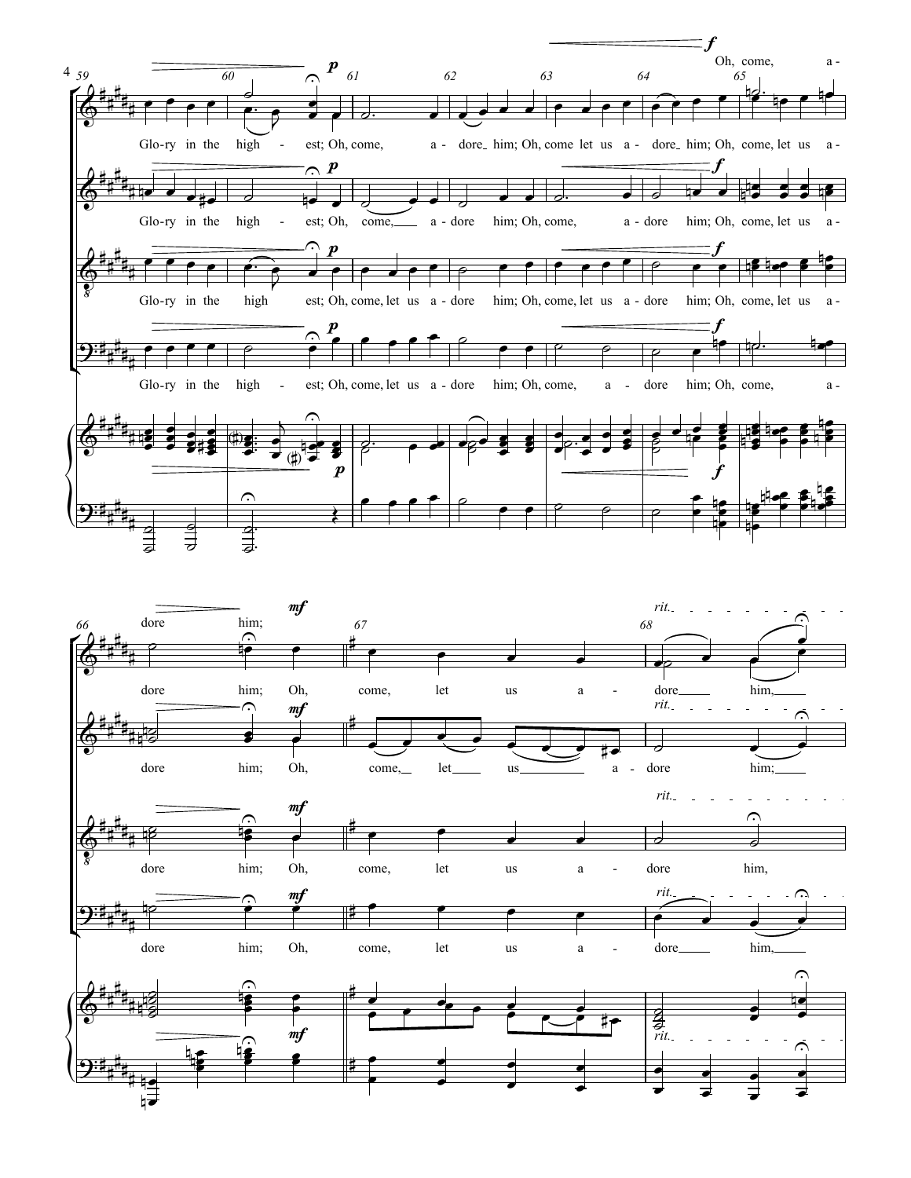Oh, come, a - dore him;

59 60 61 62 63 64 65

Glo-ry in the high - est; Oh, come, a - dore him; Oh, come let us a - dore him; Oh, come, let us a -

Glo-ry in the high - est; Oh, come, a - dore him; Oh, come, a - dore him; Oh, come, let us a -

Glo-ry in the high est; Oh, come, let us a - dore him; Oh, come, let us a - dore him; Oh, come, let us a -

Glo-ry in the high - est; Oh, come, let us a - dore him; Oh, come, a - dore him; Oh, come, a -

66 67 68

*rit.*

dore him; Oh, come, let us a - dore him,

dore him; Oh, come, let us a - dore him;

dore him; Oh, come, let us a - dore him,

dore him; Oh, come, let us a - dore him,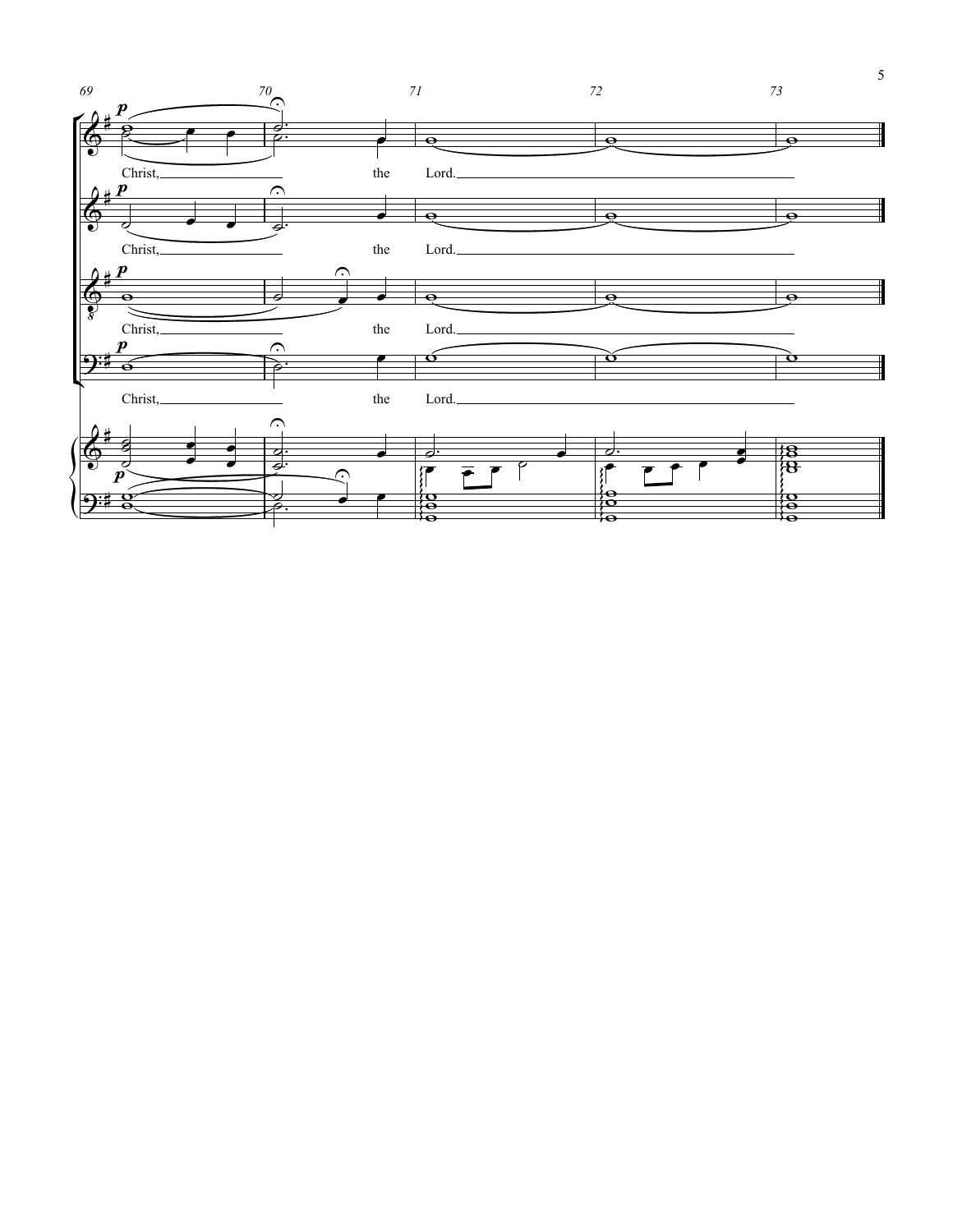Christ, the Lord.

Christ, the Lord.

Christ, the Lord.

Christ, the Lord.